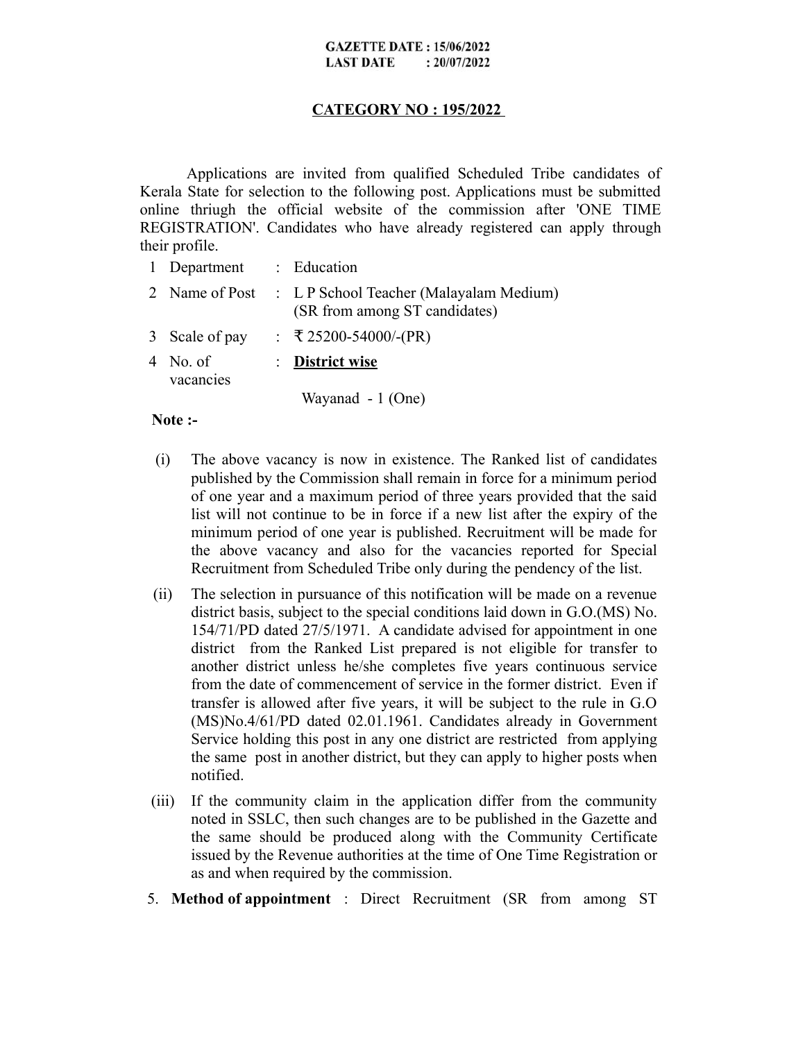**GAZETTE DATE : 15/06/2022**
**LAST DATE : 20/07/2022**

## CATEGORY NO : 195/2022

Applications are invited from qualified Scheduled Tribe candidates of Kerala State for selection to the following post. Applications must be submitted online thriugh the official website of the commission after 'ONE TIME REGISTRATION'. Candidates who have already registered can apply through their profile.

| | | | |
|---|---|---|---|
| 1 | Department | : | Education |
| 2 | Name of Post | : | L P School Teacher (Malayalam Medium) (SR from among ST candidates) |
| 3 | Scale of pay | : | ₹ 25200-54000/-(PR) |
| 4 | No. of vacancies | : | **District wise** |
| | | | Wayanad - 1 (One) |

**Note :-**

(i) The above vacancy is now in existence. The Ranked list of candidates published by the Commission shall remain in force for a minimum period of one year and a maximum period of three years provided that the said list will not continue to be in force if a new list after the expiry of the minimum period of one year is published. Recruitment will be made for the above vacancy and also for the vacancies reported for Special Recruitment from Scheduled Tribe only during the pendency of the list.

(ii) The selection in pursuance of this notification will be made on a revenue district basis, subject to the special conditions laid down in G.O.(MS) No. 154/71/PD dated 27/5/1971. A candidate advised for appointment in one district from the Ranked List prepared is not eligible for transfer to another district unless he/she completes five years continuous service from the date of commencement of service in the former district. Even if transfer is allowed after five years, it will be subject to the rule in G.O (MS)No.4/61/PD dated 02.01.1961. Candidates already in Government Service holding this post in any one district are restricted from applying the same post in another district, but they can apply to higher posts when notified.

(iii) If the community claim in the application differ from the community noted in SSLC, then such changes are to be published in the Gazette and the same should be produced along with the Community Certificate issued by the Revenue authorities at the time of One Time Registration or as and when required by the commission.

5. **Method of appointment** : Direct Recruitment (SR from among ST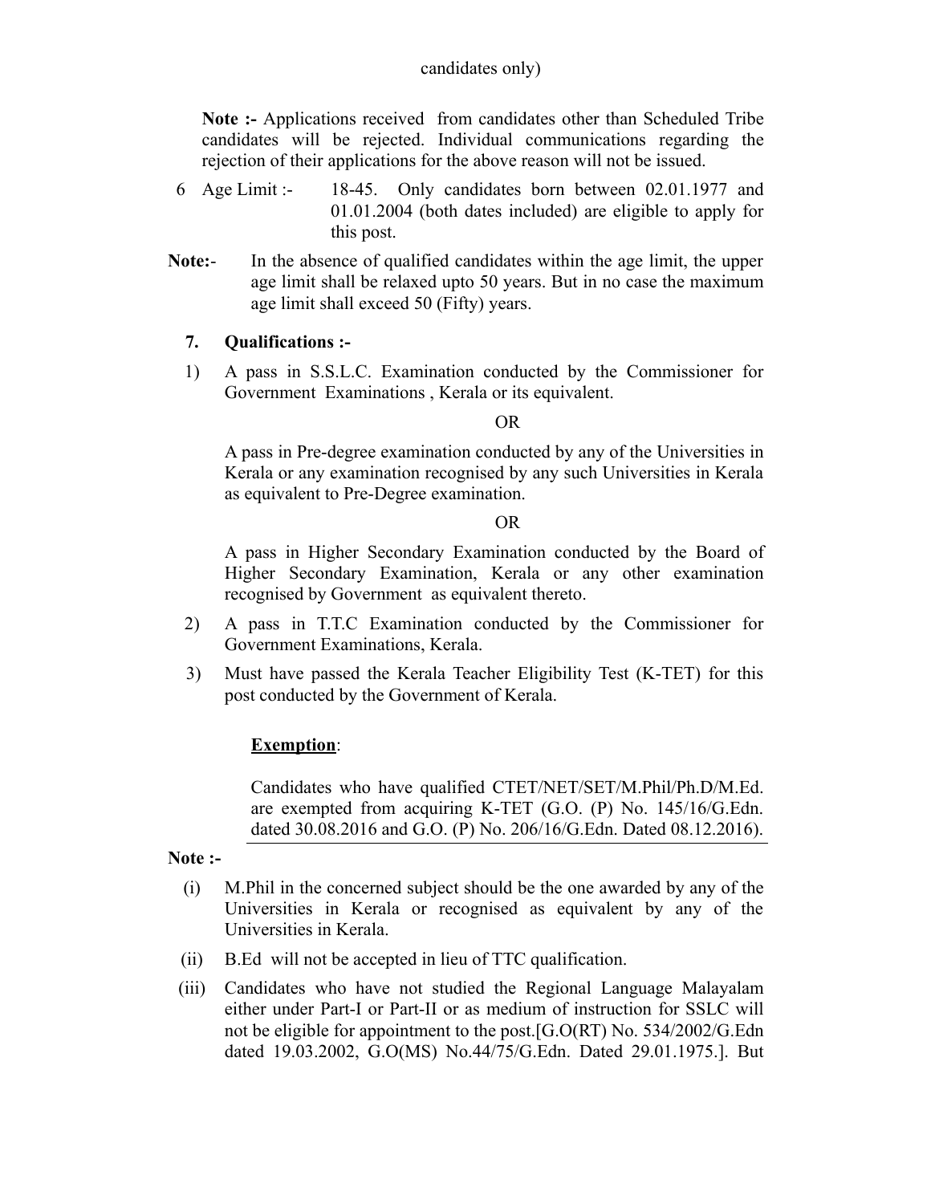candidates only)

**Note :-** Applications received from candidates other than Scheduled Tribe candidates will be rejected. Individual communications regarding the rejection of their applications for the above reason will not be issued.

6 Age Limit :- 18-45. Only candidates born between 02.01.1977 and 01.01.2004 (both dates included) are eligible to apply for this post.

**Note:-** In the absence of qualified candidates within the age limit, the upper age limit shall be relaxed upto 50 years. But in no case the maximum age limit shall exceed 50 (Fifty) years.

**7. Qualifications :-**

1) A pass in S.S.L.C. Examination conducted by the Commissioner for Government Examinations , Kerala or its equivalent.

OR

A pass in Pre-degree examination conducted by any of the Universities in Kerala or any examination recognised by any such Universities in Kerala as equivalent to Pre-Degree examination.

OR

A pass in Higher Secondary Examination conducted by the Board of Higher Secondary Examination, Kerala or any other examination recognised by Government as equivalent thereto.

2) A pass in T.T.C Examination conducted by the Commissioner for Government Examinations, Kerala.

3) Must have passed the Kerala Teacher Eligibility Test (K-TET) for this post conducted by the Government of Kerala.

**Exemption**:

Candidates who have qualified CTET/NET/SET/M.Phil/Ph.D/M.Ed. are exempted from acquiring K-TET (G.O. (P) No. 145/16/G.Edn. dated 30.08.2016 and G.O. (P) No. 206/16/G.Edn. Dated 08.12.2016).

**Note :-**

(i) M.Phil in the concerned subject should be the one awarded by any of the Universities in Kerala or recognised as equivalent by any of the Universities in Kerala.

(ii) B.Ed will not be accepted in lieu of TTC qualification.

(iii) Candidates who have not studied the Regional Language Malayalam either under Part-I or Part-II or as medium of instruction for SSLC will not be eligible for appointment to the post.[G.O(RT) No. 534/2002/G.Edn dated 19.03.2002, G.O(MS) No.44/75/G.Edn. Dated 29.01.1975.]. But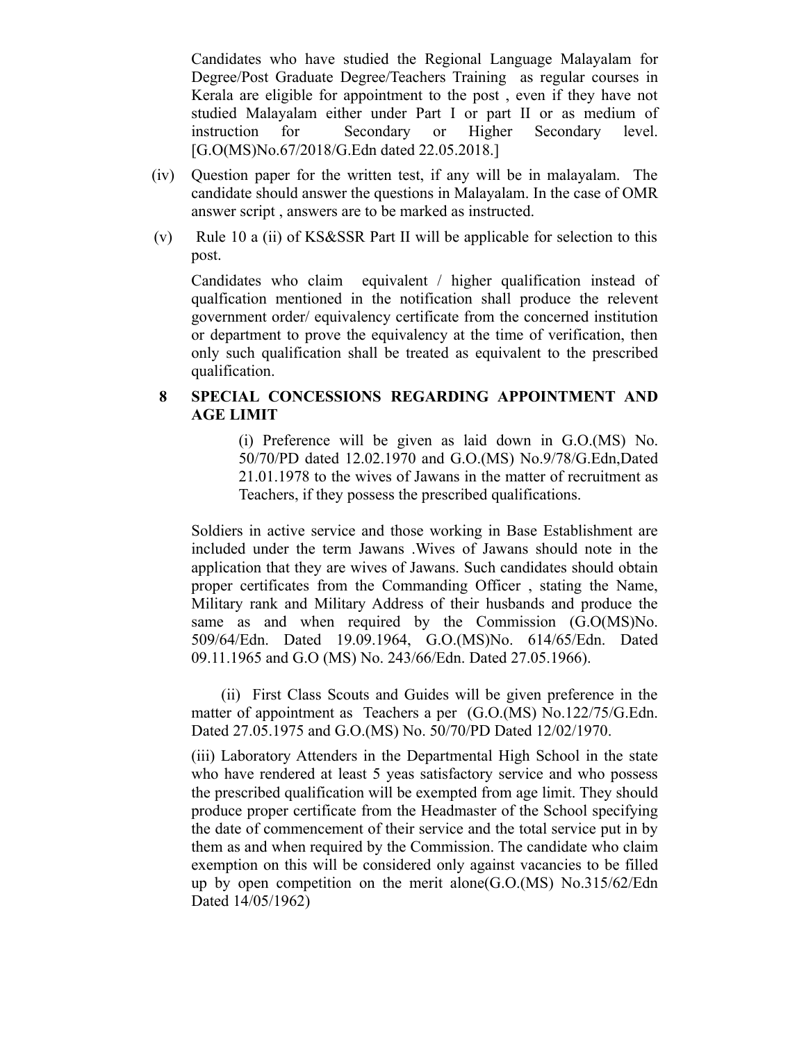Candidates who have studied the Regional Language Malayalam for Degree/Post Graduate Degree/Teachers Training as regular courses in Kerala are eligible for appointment to the post , even if they have not studied Malayalam either under Part I or part II or as medium of instruction for Secondary or Higher Secondary level. [G.O(MS)No.67/2018/G.Edn dated 22.05.2018.]

(iv) Question paper for the written test, if any will be in malayalam. The candidate should answer the questions in Malayalam. In the case of OMR answer script , answers are to be marked as instructed.

(v) Rule 10 a (ii) of KS&SSR Part II will be applicable for selection to this post.

Candidates who claim equivalent / higher qualification instead of qualfication mentioned in the notification shall produce the relevent government order/ equivalency certificate from the concerned institution or department to prove the equivalency at the time of verification, then only such qualification shall be treated as equivalent to the prescribed qualification.

## 8 SPECIAL CONCESSIONS REGARDING APPOINTMENT AND AGE LIMIT

(i) Preference will be given as laid down in G.O.(MS) No. 50/70/PD dated 12.02.1970 and G.O.(MS) No.9/78/G.Edn,Dated 21.01.1978 to the wives of Jawans in the matter of recruitment as Teachers, if they possess the prescribed qualifications.

Soldiers in active service and those working in Base Establishment are included under the term Jawans .Wives of Jawans should note in the application that they are wives of Jawans. Such candidates should obtain proper certificates from the Commanding Officer , stating the Name, Military rank and Military Address of their husbands and produce the same as and when required by the Commission (G.O(MS)No. 509/64/Edn. Dated 19.09.1964, G.O.(MS)No. 614/65/Edn. Dated 09.11.1965 and G.O (MS) No. 243/66/Edn. Dated 27.05.1966).

(ii) First Class Scouts and Guides will be given preference in the matter of appointment as Teachers a per (G.O.(MS) No.122/75/G.Edn. Dated 27.05.1975 and G.O.(MS) No. 50/70/PD Dated 12/02/1970.

(iii) Laboratory Attenders in the Departmental High School in the state who have rendered at least 5 yeas satisfactory service and who possess the prescribed qualification will be exempted from age limit. They should produce proper certificate from the Headmaster of the School specifying the date of commencement of their service and the total service put in by them as and when required by the Commission. The candidate who claim exemption on this will be considered only against vacancies to be filled up by open competition on the merit alone(G.O.(MS) No.315/62/Edn Dated 14/05/1962)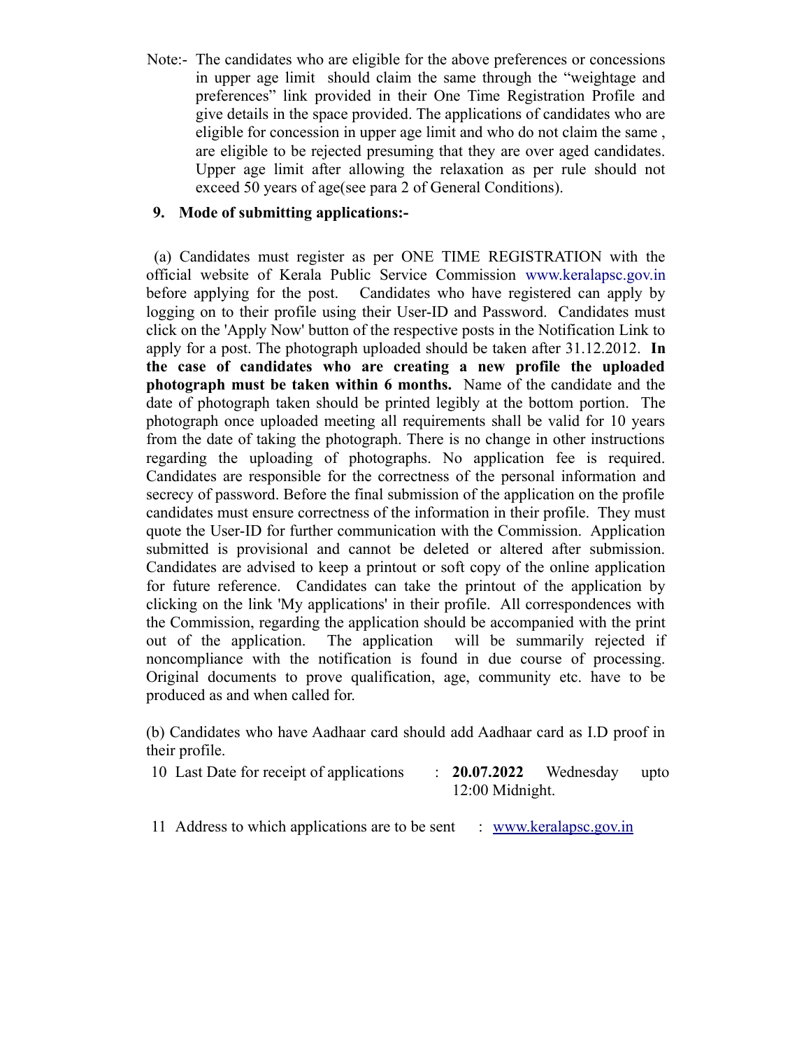Note:- The candidates who are eligible for the above preferences or concessions in upper age limit should claim the same through the "weightage and preferences" link provided in their One Time Registration Profile and give details in the space provided. The applications of candidates who are eligible for concession in upper age limit and who do not claim the same , are eligible to be rejected presuming that they are over aged candidates. Upper age limit after allowing the relaxation as per rule should not exceed 50 years of age(see para 2 of General Conditions).

**9. Mode of submitting applications:-**

(a) Candidates must register as per ONE TIME REGISTRATION with the official website of Kerala Public Service Commission www.keralapsc.gov.in before applying for the post. Candidates who have registered can apply by logging on to their profile using their User-ID and Password. Candidates must click on the 'Apply Now' button of the respective posts in the Notification Link to apply for a post. The photograph uploaded should be taken after 31.12.2012. **In the case of candidates who are creating a new profile the uploaded photograph must be taken within 6 months.** Name of the candidate and the date of photograph taken should be printed legibly at the bottom portion. The photograph once uploaded meeting all requirements shall be valid for 10 years from the date of taking the photograph. There is no change in other instructions regarding the uploading of photographs. No application fee is required. Candidates are responsible for the correctness of the personal information and secrecy of password. Before the final submission of the application on the profile candidates must ensure correctness of the information in their profile. They must quote the User-ID for further communication with the Commission. Application submitted is provisional and cannot be deleted or altered after submission. Candidates are advised to keep a printout or soft copy of the online application for future reference. Candidates can take the printout of the application by clicking on the link 'My applications' in their profile. All correspondences with the Commission, regarding the application should be accompanied with the print out of the application. The application will be summarily rejected if noncompliance with the notification is found in due course of processing. Original documents to prove qualification, age, community etc. have to be produced as and when called for.

(b) Candidates who have Aadhaar card should add Aadhaar card as I.D proof in their profile.

10 Last Date for receipt of applications : **20.07.2022** Wednesday upto 12:00 Midnight.

11 Address to which applications are to be sent : www.keralapsc.gov.in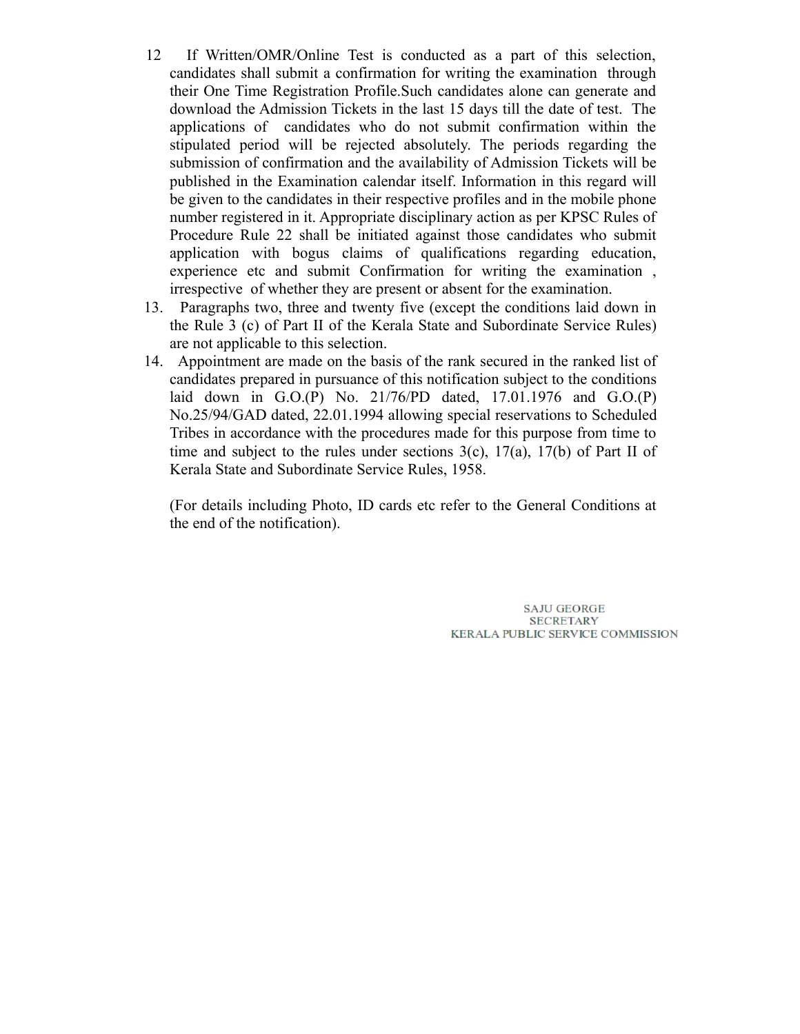12 If Written/OMR/Online Test is conducted as a part of this selection, candidates shall submit a confirmation for writing the examination through their One Time Registration Profile.Such candidates alone can generate and download the Admission Tickets in the last 15 days till the date of test. The applications of candidates who do not submit confirmation within the stipulated period will be rejected absolutely. The periods regarding the submission of confirmation and the availability of Admission Tickets will be published in the Examination calendar itself. Information in this regard will be given to the candidates in their respective profiles and in the mobile phone number registered in it. Appropriate disciplinary action as per KPSC Rules of Procedure Rule 22 shall be initiated against those candidates who submit application with bogus claims of qualifications regarding education, experience etc and submit Confirmation for writing the examination , irrespective of whether they are present or absent for the examination.

13. Paragraphs two, three and twenty five (except the conditions laid down in the Rule 3 (c) of Part II of the Kerala State and Subordinate Service Rules) are not applicable to this selection.

14. Appointment are made on the basis of the rank secured in the ranked list of candidates prepared in pursuance of this notification subject to the conditions laid down in G.O.(P) No. 21/76/PD dated, 17.01.1976 and G.O.(P) No.25/94/GAD dated, 22.01.1994 allowing special reservations to Scheduled Tribes in accordance with the procedures made for this purpose from time to time and subject to the rules under sections 3(c), 17(a), 17(b) of Part II of Kerala State and Subordinate Service Rules, 1958.

(For details including Photo, ID cards etc refer to the General Conditions at the end of the notification).

SAJU GEORGE
SECRETARY
KERALA PUBLIC SERVICE COMMISSION